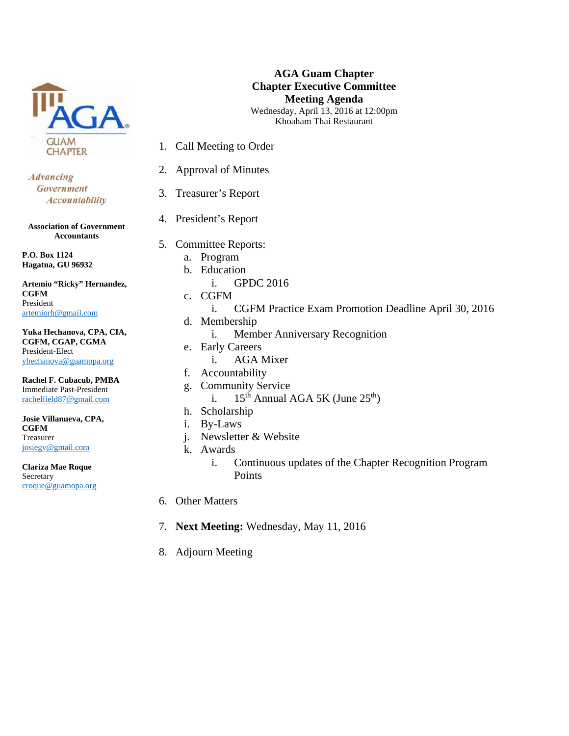AGA GUAM CHAPTER

*Advancing Government Accountability*

**Association of Government Accountants**

**P.O. Box 1124**
**Hagatna, GU 96932**

**Artemio "Ricky" Hernandez, CGFM**
President
artemiorh@gmail.com

**Yuka Hechanova, CPA, CIA, CGFM, CGAP, CGMA**
President-Elect
yhechanova@guamopa.org

**Rachel F. Cubacub, PMBA**
Immediate Past-President
rachelfield87@gmail.com

**Josie Villanueva, CPA, CGFM**
Treasurer
josiegv@gmail.com

**Clariza Mae Roque**
Secretary
croque@guamopa.org

# AGA Guam Chapter
## Chapter Executive Committee
## Meeting Agenda

Wednesday, April 13, 2016 at 12:00pm
Khoaham Thai Restaurant

1. Call Meeting to Order
2. Approval of Minutes
3. Treasurer's Report
4. President's Report
5. Committee Reports:
   a. Program
   b. Education
      i. GPDC 2016
   c. CGFM
      i. CGFM Practice Exam Promotion Deadline April 30, 2016
   d. Membership
      i. Member Anniversary Recognition
   e. Early Careers
      i. AGA Mixer
   f. Accountability
   g. Community Service
      i. 15th Annual AGA 5K (June 25th)
   h. Scholarship
   i. By-Laws
   j. Newsletter & Website
   k. Awards
      i. Continuous updates of the Chapter Recognition Program Points
6. Other Matters
7. **Next Meeting:** Wednesday, May 11, 2016
8. Adjourn Meeting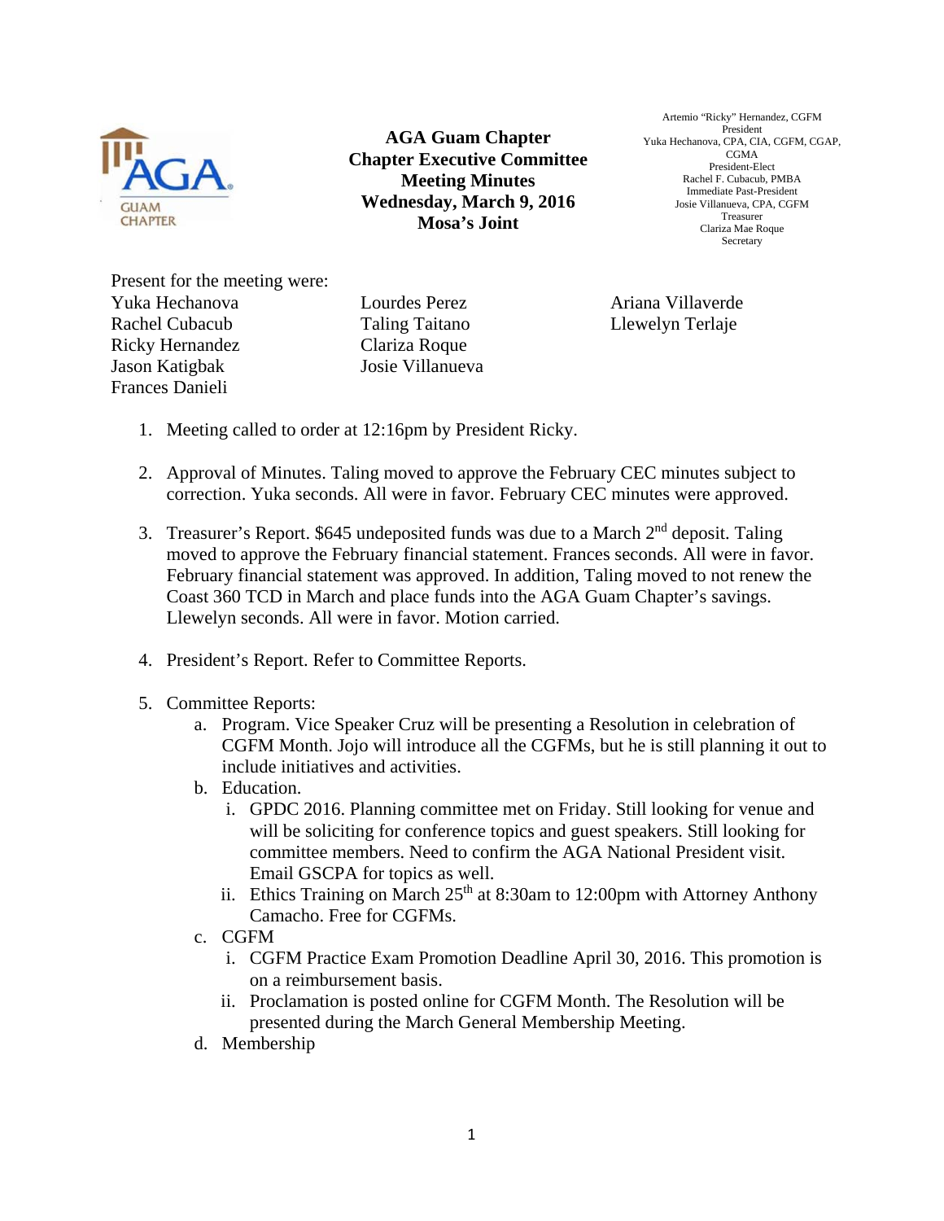# AGA Guam Chapter
## Chapter Executive Committee Meeting Minutes
### Wednesday, March 9, 2016
### Mosa's Joint

Artemio "Ricky" Hernandez, CGFM
President
Yuka Hechanova, CPA, CIA, CGFM, CGAP, CGMA
President-Elect
Rachel F. Cubacub, PMBA
Immediate Past-President
Josie Villanueva, CPA, CGFM
Treasurer
Clariza Mae Roque
Secretary

Present for the meeting were:

Yuka Hechanova
Rachel Cubacub
Ricky Hernandez
Jason Katigbak
Frances Danieli
Lourdes Perez
Taling Taitano
Clariza Roque
Josie Villanueva
Ariana Villaverde
Llewelyn Terlaje

1. Meeting called to order at 12:16pm by President Ricky.

2. Approval of Minutes. Taling moved to approve the February CEC minutes subject to correction. Yuka seconds. All were in favor. February CEC minutes were approved.

3. Treasurer's Report. $645 undeposited funds was due to a March 2nd deposit. Taling moved to approve the February financial statement. Frances seconds. All were in favor. February financial statement was approved. In addition, Taling moved to not renew the Coast 360 TCD in March and place funds into the AGA Guam Chapter's savings. Llewelyn seconds. All were in favor. Motion carried.

4. President's Report. Refer to Committee Reports.

5. Committee Reports:
   a. Program. Vice Speaker Cruz will be presenting a Resolution in celebration of CGFM Month. Jojo will introduce all the CGFMs, but he is still planning it out to include initiatives and activities.
   b. Education.
      i. GPDC 2016. Planning committee met on Friday. Still looking for venue and will be soliciting for conference topics and guest speakers. Still looking for committee members. Need to confirm the AGA National President visit. Email GSCPA for topics as well.
      ii. Ethics Training on March 25th at 8:30am to 12:00pm with Attorney Anthony Camacho. Free for CGFMs.
   c. CGFM
      i. CGFM Practice Exam Promotion Deadline April 30, 2016. This promotion is on a reimbursement basis.
      ii. Proclamation is posted online for CGFM Month. The Resolution will be presented during the March General Membership Meeting.
   d. Membership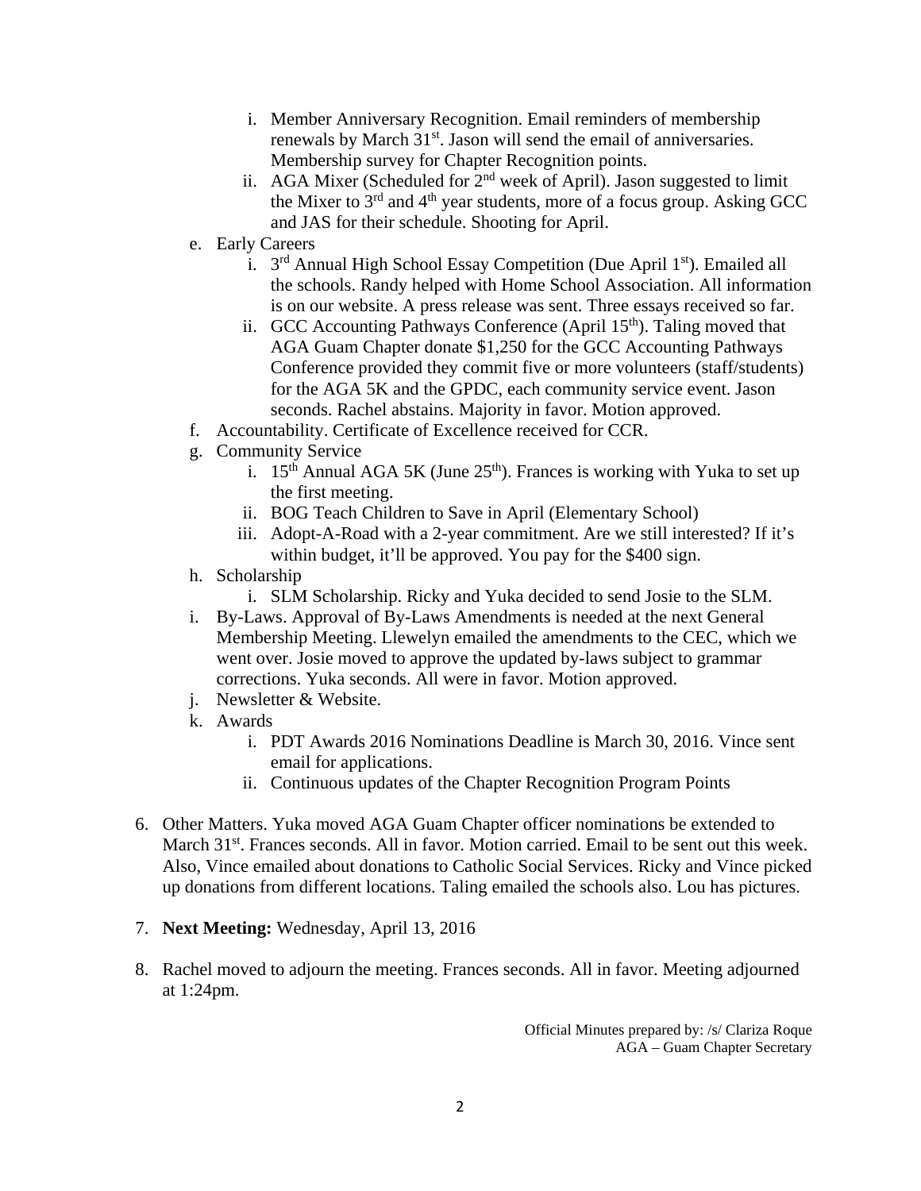i. Member Anniversary Recognition. Email reminders of membership renewals by March 31st. Jason will send the email of anniversaries. Membership survey for Chapter Recognition points.
   ii. AGA Mixer (Scheduled for 2nd week of April). Jason suggested to limit the Mixer to 3rd and 4th year students, more of a focus group. Asking GCC and JAS for their schedule. Shooting for April.

e. Early Careers
   i. 3rd Annual High School Essay Competition (Due April 1st). Emailed all the schools. Randy helped with Home School Association. All information is on our website. A press release was sent. Three essays received so far.
   ii. GCC Accounting Pathways Conference (April 15th). Taling moved that AGA Guam Chapter donate $1,250 for the GCC Accounting Pathways Conference provided they commit five or more volunteers (staff/students) for the AGA 5K and the GPDC, each community service event. Jason seconds. Rachel abstains. Majority in favor. Motion approved.

f. Accountability. Certificate of Excellence received for CCR.

g. Community Service
   i. 15th Annual AGA 5K (June 25th). Frances is working with Yuka to set up the first meeting.
   ii. BOG Teach Children to Save in April (Elementary School)
   iii. Adopt-A-Road with a 2-year commitment. Are we still interested? If it's within budget, it'll be approved. You pay for the $400 sign.

h. Scholarship
   i. SLM Scholarship. Ricky and Yuka decided to send Josie to the SLM.

i. By-Laws. Approval of By-Laws Amendments is needed at the next General Membership Meeting. Llewelyn emailed the amendments to the CEC, which we went over. Josie moved to approve the updated by-laws subject to grammar corrections. Yuka seconds. All were in favor. Motion approved.

j. Newsletter & Website.

k. Awards
   i. PDT Awards 2016 Nominations Deadline is March 30, 2016. Vince sent email for applications.
   ii. Continuous updates of the Chapter Recognition Program Points

6. Other Matters. Yuka moved AGA Guam Chapter officer nominations be extended to March 31st. Frances seconds. All in favor. Motion carried. Email to be sent out this week. Also, Vince emailed about donations to Catholic Social Services. Ricky and Vince picked up donations from different locations. Taling emailed the schools also. Lou has pictures.

7. **Next Meeting:** Wednesday, April 13, 2016

8. Rachel moved to adjourn the meeting. Frances seconds. All in favor. Meeting adjourned at 1:24pm.

Official Minutes prepared by: /s/ Clariza Roque
AGA – Guam Chapter Secretary